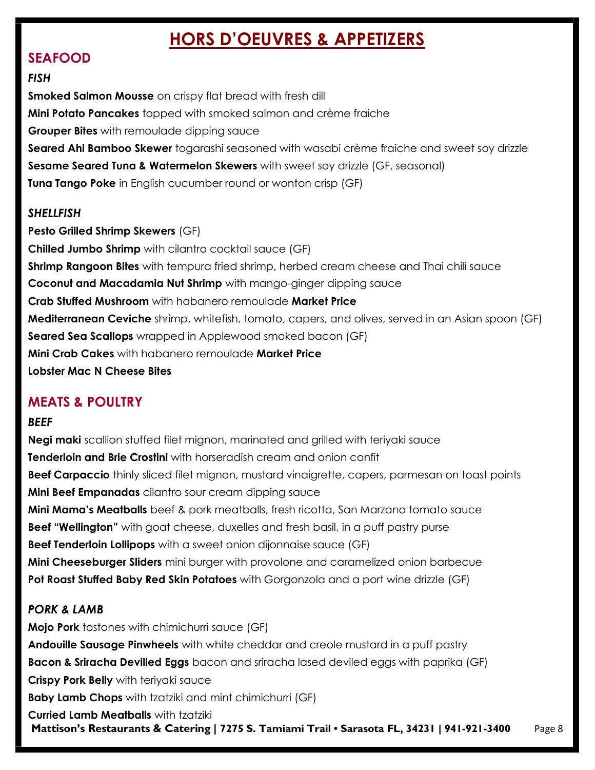# HORS D'OEUVRES & APPETIZERS

## SEAFOOD

### *FISH*

**Smoked Salmon Mousse** on crispy flat bread with fresh dill

**Mini Potato Pancakes** topped with smoked salmon and crème fraiche

**Grouper Bites** with remoulade dipping sauce

**Seared Ahi Bamboo Skewer** togarashi seasoned with wasabi crème fraiche and sweet soy drizzle

**Sesame Seared Tuna & Watermelon Skewers** with sweet soy drizzle (GF, seasonal)

**Tuna Tango Poke** in English cucumber round or wonton crisp (GF)

### *SHELLFISH*

**Pesto Grilled Shrimp Skewers** (GF)

**Chilled Jumbo Shrimp** with cilantro cocktail sauce (GF)

**Shrimp Rangoon Bites** with tempura fried shrimp, herbed cream cheese and Thai chili sauce

**Coconut and Macadamia Nut Shrimp** with mango-ginger dipping sauce

**Crab Stuffed Mushroom** with habanero remoulade **Market Price**

**Mediterranean Ceviche** shrimp, whitefish, tomato, capers, and olives, served in an Asian spoon (GF)

**Seared Sea Scallops** wrapped in Applewood smoked bacon (GF)

**Mini Crab Cakes** with habanero remoulade **Market Price**

**Lobster Mac N Cheese Bites**

## MEATS & POULTRY

### *BEEF*

**Negi maki** scallion stuffed filet mignon, marinated and grilled with teriyaki sauce

**Tenderloin and Brie Crostini** with horseradish cream and onion confit

**Beef Carpaccio** thinly sliced filet mignon, mustard vinaigrette, capers, parmesan on toast points

**Mini Beef Empanadas** cilantro sour cream dipping sauce

**Mini Mama's Meatballs** beef & pork meatballs, fresh ricotta, San Marzano tomato sauce

**Beef "Wellington"** with goat cheese, duxelles and fresh basil, in a puff pastry purse

**Beef Tenderloin Lollipops** with a sweet onion dijonnaise sauce (GF)

**Mini Cheeseburger Sliders** mini burger with provolone and caramelized onion barbecue

**Pot Roast Stuffed Baby Red Skin Potatoes** with Gorgonzola and a port wine drizzle (GF)

### *PORK & LAMB*

**Mojo Pork** tostones with chimichurri sauce (GF)

**Andouille Sausage Pinwheels** with white cheddar and creole mustard in a puff pastry

**Bacon & Sriracha Devilled Eggs** bacon and sriracha lased deviled eggs with paprika (GF)

**Crispy Pork Belly** with teriyaki sauce

**Baby Lamb Chops** with tzatziki and mint chimichurri (GF)

**Curried Lamb Meatballs** with tzatziki

**Mattison's Restaurants & Catering | 7275 S. Tamiami Trail • Sarasota FL, 34231 | 941-921-3400**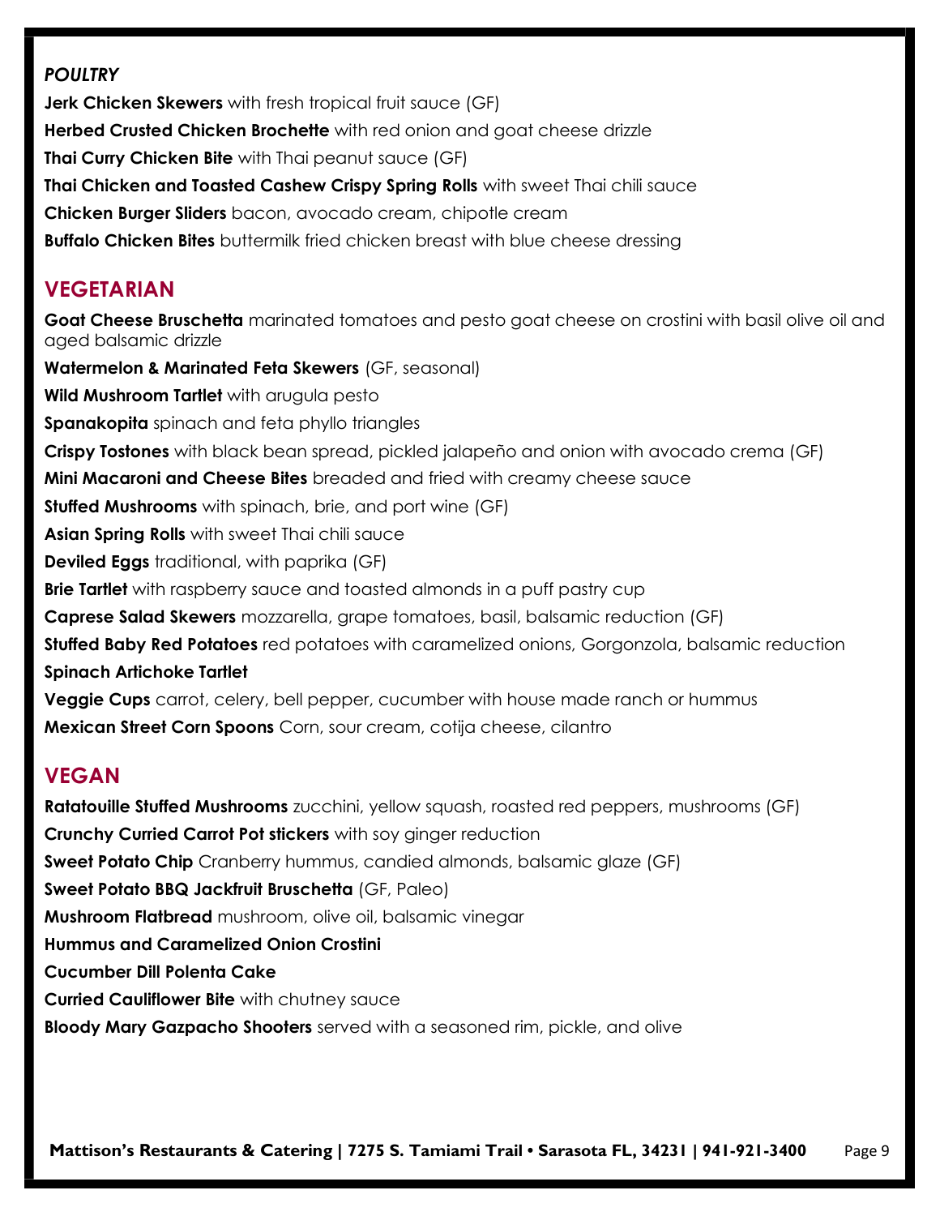### *POULTRY*

**Jerk Chicken Skewers** with fresh tropical fruit sauce (GF)

**Herbed Crusted Chicken Brochette** with red onion and goat cheese drizzle

**Thai Curry Chicken Bite** with Thai peanut sauce (GF)

**Thai Chicken and Toasted Cashew Crispy Spring Rolls** with sweet Thai chili sauce

**Chicken Burger Sliders** bacon, avocado cream, chipotle cream

**Buffalo Chicken Bites** buttermilk fried chicken breast with blue cheese dressing

## VEGETARIAN

**Goat Cheese Bruschetta** marinated tomatoes and pesto goat cheese on crostini with basil olive oil and aged balsamic drizzle

**Watermelon & Marinated Feta Skewers** (GF, seasonal)

**Wild Mushroom Tartlet** with arugula pesto

**Spanakopita** spinach and feta phyllo triangles

**Crispy Tostones** with black bean spread, pickled jalapeño and onion with avocado crema (GF)

**Mini Macaroni and Cheese Bites** breaded and fried with creamy cheese sauce

**Stuffed Mushrooms** with spinach, brie, and port wine (GF)

**Asian Spring Rolls** with sweet Thai chili sauce

**Deviled Eggs** traditional, with paprika (GF)

**Brie Tartlet** with raspberry sauce and toasted almonds in a puff pastry cup

**Caprese Salad Skewers** mozzarella, grape tomatoes, basil, balsamic reduction (GF)

**Stuffed Baby Red Potatoes** red potatoes with caramelized onions, Gorgonzola, balsamic reduction

**Spinach Artichoke Tartlet**

**Veggie Cups** carrot, celery, bell pepper, cucumber with house made ranch or hummus

**Mexican Street Corn Spoons** Corn, sour cream, cotija cheese, cilantro

## VEGAN

**Ratatouille Stuffed Mushrooms** zucchini, yellow squash, roasted red peppers, mushrooms (GF)

**Crunchy Curried Carrot Pot stickers** with soy ginger reduction

**Sweet Potato Chip** Cranberry hummus, candied almonds, balsamic glaze (GF)

**Sweet Potato BBQ Jackfruit Bruschetta** (GF, Paleo)

**Mushroom Flatbread** mushroom, olive oil, balsamic vinegar

**Hummus and Caramelized Onion Crostini**

**Cucumber Dill Polenta Cake**

**Curried Cauliflower Bite** with chutney sauce

**Bloody Mary Gazpacho Shooters** served with a seasoned rim, pickle, and olive